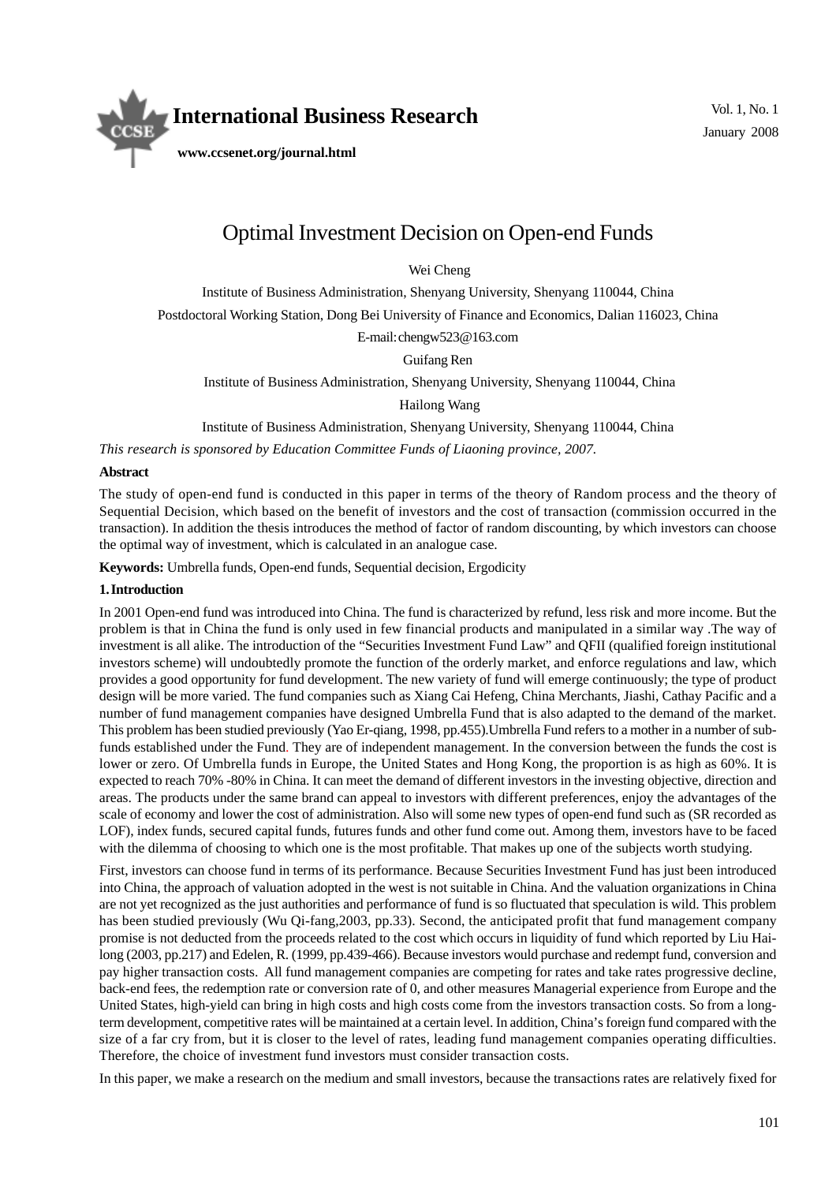# Optimal Investment Decision on Open-end Funds

Wei Cheng

Institute of Business Administration, Shenyang University, Shenyang 110044, China

Postdoctoral Working Station, Dong Bei University of Finance and Economics, Dalian 116023, China

E-mail: chengw523@163.com

Guifang Ren

Institute of Business Administration, Shenyang University, Shenyang 110044, China

Hailong Wang

Institute of Business Administration, Shenyang University, Shenyang 110044, China

*This research is sponsored by Education Committee Funds of Liaoning province, 2007.*

**Abstract**

The study of open-end fund is conducted in this paper in terms of the theory of Random process and the theory of Sequential Decision, which based on the benefit of investors and the cost of transaction (commission occurred in the transaction). In addition the thesis introduces the method of factor of random discounting, by which investors can choose the optimal way of investment, which is calculated in an analogue case.

**Keywords:** Umbrella funds, Open-end funds, Sequential decision, Ergodicity

## 1. Introduction

In 2001 Open-end fund was introduced into China. The fund is characterized by refund, less risk and more income. But the problem is that in China the fund is only used in few financial products and manipulated in a similar way .The way of investment is all alike. The introduction of the "Securities Investment Fund Law" and QFII (qualified foreign institutional investors scheme) will undoubtedly promote the function of the orderly market, and enforce regulations and law, which provides a good opportunity for fund development. The new variety of fund will emerge continuously; the type of product design will be more varied. The fund companies such as Xiang Cai Hefeng, China Merchants, Jiashi, Cathay Pacific and a number of fund management companies have designed Umbrella Fund that is also adapted to the demand of the market. This problem has been studied previously (Yao Er-qiang, 1998, pp.455).Umbrella Fund refers to a mother in a number of sub-funds established under the Fund. They are of independent management. In the conversion between the funds the cost is lower or zero. Of Umbrella funds in Europe, the United States and Hong Kong, the proportion is as high as 60%. It is expected to reach 70% -80% in China. It can meet the demand of different investors in the investing objective, direction and areas. The products under the same brand can appeal to investors with different preferences, enjoy the advantages of the scale of economy and lower the cost of administration. Also will some new types of open-end fund such as (SR recorded as LOF), index funds, secured capital funds, futures funds and other fund come out. Among them, investors have to be faced with the dilemma of choosing to which one is the most profitable. That makes up one of the subjects worth studying.

First, investors can choose fund in terms of its performance. Because Securities Investment Fund has just been introduced into China, the approach of valuation adopted in the west is not suitable in China. And the valuation organizations in China are not yet recognized as the just authorities and performance of fund is so fluctuated that speculation is wild. This problem has been studied previously (Wu Qi-fang,2003, pp.33). Second, the anticipated profit that fund management company promise is not deducted from the proceeds related to the cost which occurs in liquidity of fund which reported by Liu Hai-long (2003, pp.217) and Edelen, R. (1999, pp.439-466). Because investors would purchase and redempt fund, conversion and pay higher transaction costs. All fund management companies are competing for rates and take rates progressive decline, back-end fees, the redemption rate or conversion rate of 0, and other measures Managerial experience from Europe and the United States, high-yield can bring in high costs and high costs come from the investors transaction costs. So from a long-term development, competitive rates will be maintained at a certain level. In addition, China's foreign fund compared with the size of a far cry from, but it is closer to the level of rates, leading fund management companies operating difficulties. Therefore, the choice of investment fund investors must consider transaction costs.

In this paper, we make a research on the medium and small investors, because the transactions rates are relatively fixed for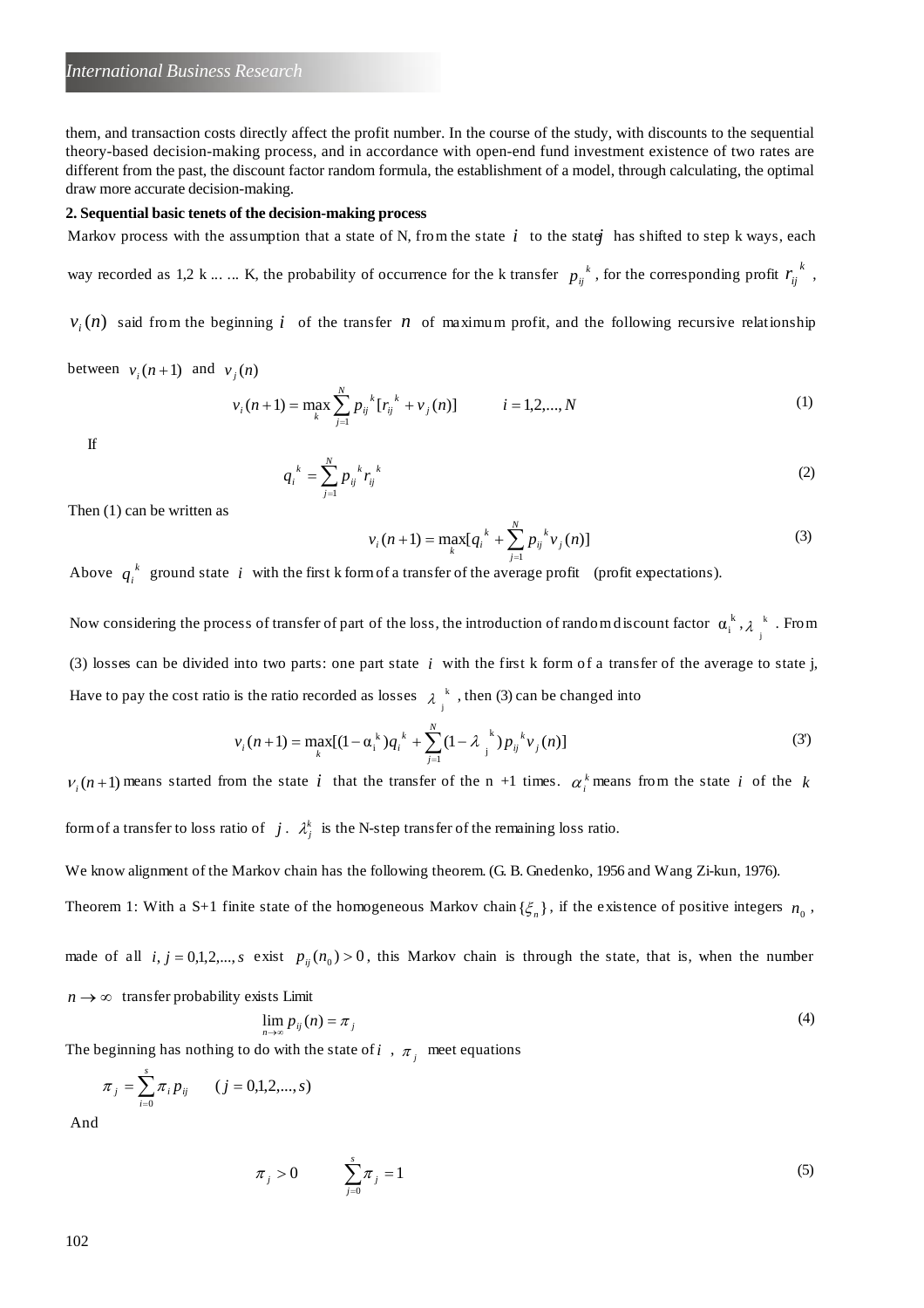them, and transaction costs directly affect the profit number. In the course of the study, with discounts to the sequential theory-based decision-making process, and in accordance with open-end fund investment existence of two rates are different from the past, the discount factor random formula, the establishment of a model, through calculating, the optimal draw more accurate decision-making.

**2. Sequential basic tenets of the decision-making process**

Markov process with the assumption that a state of N, from the state $i$ to the state $j$ has shifted to step k ways, each way recorded as 1,2 k ... ... K, the probability of occurrence for the k transfer $p_{ij}{}^{k}$, for the corresponding profit $r_{ij}{}^{k}$, $v_i(n)$ said from the beginning $i$ of the transfer $n$ of maximum profit, and the following recursive relationship between $v_i(n+1)$ and $v_j(n)$

$$v_i(n+1) = \max_k \sum_{j=1}^{N} p_{ij}{}^{k}[r_{ij}{}^{k} + v_j(n)] \qquad i = 1,2,...,N \tag{1}$$

If

$$q_i{}^{k} = \sum_{j=1}^{N} p_{ij}{}^{k} r_{ij}{}^{k} \tag{2}$$

Then (1) can be written as

$$v_i(n+1) = \max_k [q_i{}^{k} + \sum_{j=1}^{N} p_{ij}{}^{k} v_j(n)] \tag{3}$$

Above $q_i{}^{k}$ ground state $i$ with the first k form of a transfer of the average profit (profit expectations).

Now considering the process of transfer of part of the loss, the introduction of random discount factor $\alpha_i{}^{k}, \lambda_j{}^{k}$. From (3) losses can be divided into two parts: one part state $i$ with the first k form of a transfer of the average to state j, Have to pay the cost ratio is the ratio recorded as losses $\lambda_j{}^{k}$, then (3) can be changed into

$$v_i(n+1) = \max_k [(1-\alpha_i{}^{k})q_i{}^{k} + \sum_{j=1}^{N}(1-\lambda_j{}^{k}) p_{ij}{}^{k} v_j(n)] \tag{3'}$$

$v_i(n+1)$ means started from the state $i$ that the transfer of the n +1 times. $\alpha_i^k$ means from the state $i$ of the $k$ form of a transfer to loss ratio of $j$. $\lambda_j^k$ is the N-step transfer of the remaining loss ratio.

We know alignment of the Markov chain has the following theorem. (G. B. Gnedenko, 1956 and Wang Zi-kun, 1976).

Theorem 1: With a S+1 finite state of the homogeneous Markov chain $\{\xi_n\}$, if the existence of positive integers $n_0$, made of all $i, j = 0,1,2,...,s$ exist $p_{ij}(n_0) > 0$, this Markov chain is through the state, that is, when the number $n \to \infty$ transfer probability exists Limit

$$\lim_{n\to\infty} p_{ij}(n) = \pi_j \tag{4}$$

The beginning has nothing to do with the state of $i$, $\pi_j$ meet equations

$$\pi_j = \sum_{i=0}^{s} \pi_i p_{ij} \qquad (j = 0,1,2,...,s)$$

And

$$\pi_j > 0 \qquad \sum_{j=0}^{s} \pi_j = 1 \tag{5}$$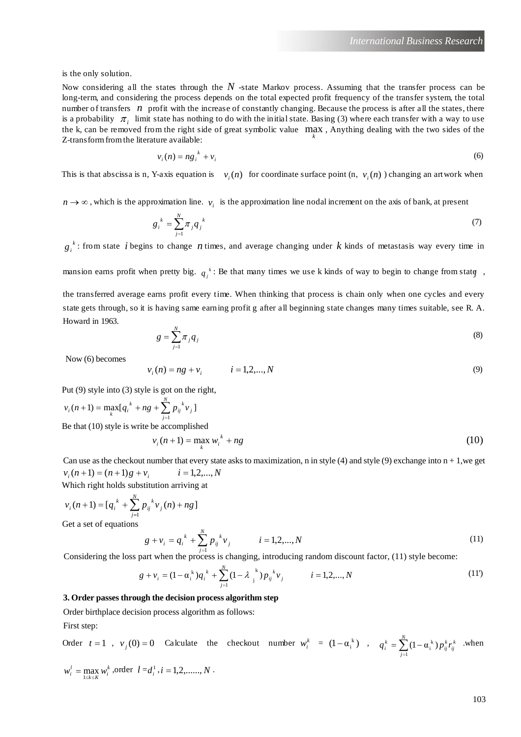is the only solution.

Now considering all the states through the $N$ -state Markov process. Assuming that the transfer process can be long-term, and considering the process depends on the total expected profit frequency of the transfer system, the total number of transfers $n$ profit with the increase of constantly changing. Because the process is after all the states, there is a probability $\pi_i$ limit state has nothing to do with the initial state. Basing (3) where each transfer with a way to use the k, can be removed from the right side of great symbolic value $\max_k$, Anything dealing with the two sides of the Z-transform from the literature available:

$$v_i(n) = ng_i^{\ k} + v_i \tag{6}$$

This is that abscissa is n, Y-axis equation is $v_i(n)$ for coordinate surface point (n, $v_i(n)$ ) changing an artwork when

$n \to \infty$, which is the approximation line. $v_i$ is the approximation line nodal increment on the axis of bank, at present

$$g_i^{\ k} = \sum_{j=1}^{N} \pi_j q_j^{\ k} \tag{7}$$

$g_i^{\ k}$: from state $i$ begins to change $n$ times, and average changing under $k$ kinds of metastasis way every time in mansion earns profit when pretty big. $q_j^{\ k}$: Be that many times we use k kinds of way to begin to change from state $j$, the transferred average earns profit every time. When thinking that process is chain only when one cycles and every state gets through, so it is having same earning profit g after all beginning state changes many times suitable, see R. A. Howard in 1963.

$$g = \sum_{j=1}^{N} \pi_j q_j \tag{8}$$

Now (6) becomes

$$v_i(n) = ng + v_i \qquad i = 1,2,...,N \tag{9}$$

Put (9) style into (3) style is got on the right,

$$v_i(n+1) = \max_k [q_i^{\ k} + ng + \sum_{j=1}^{N} p_{ij}^{\ k} v_j]$$

Be that (10) style is write be accomplished

$$v_i(n+1) = \max_k w_i^{\ k} + ng \tag{10}$$

Can use as the checkout number that every state asks to maximization, n in style (4) and style (9) exchange into n + 1,we get
$v_i(n+1) = (n+1)g + v_i \qquad i = 1,2,...,N$

Which right holds substitution arriving at

$$v_i(n+1) = [q_i^{\ k} + \sum_{j=1}^{N} p_{ij}^{\ k} v_j(n) + ng]$$

Get a set of equations

$$g + v_i = q_i^{\ k} + \sum_{j=1}^{N} p_{ij}^{\ k} v_j \qquad i = 1,2,...,N \tag{11}$$

Considering the loss part when the process is changing, introducing random discount factor, (11) style become:

$$g + v_i = (1 - \alpha_i^{\ k}) q_i^{\ k} + \sum_{j=1}^{N} (1 - \lambda_j^{\ k}) p_{ij}^{\ k} v_j \qquad i = 1,2,...,N \tag{11'}$$

**3. Order passes through the decision process algorithm step**

Order birthplace decision process algorithm as follows:

First step:

Order $t = 1$, $v_j(0) = 0$ Calculate the checkout number $w_i^k = (1 - \alpha_i^{\ k})$, $q_i^k = \sum_{j=1}^{N} (1 - \alpha_i^{\ k}) p_{ij}^k r_{ij}^k$ .when $w_i^l = \max_{1 \le k \le K} w_i^k$ ,order $l = d_i^1, i = 1,2,......,N$ .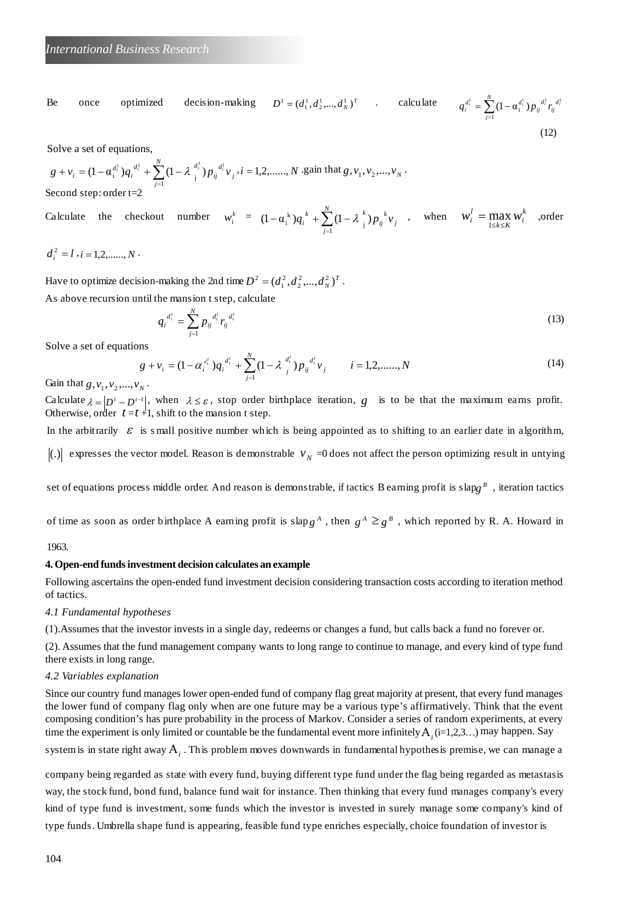Be once optimized decision-making $D^1 = (d_1^1, d_2^1, ..., d_N^1)^T$ . calculate $q_i^{d_i^1} = \sum_{j=1}^{N}(1-\alpha_i^{d_i^1}) p_{ij}^{d_i^1} r_{ij}^{d_i^1}$

(12)

Solve a set of equations,

$g + v_i = (1-\alpha_i^{d_i^1}) q_i^{d_i^1} + \sum_{j=1}^{N}(1-\lambda_j^{d_i^1}) p_{ij}^{d_i^1} v_j, i = 1,2,......,N$ .gain that $g, v_1, v_2, ..., v_N$ .

Second step: order t=2

Calculate the checkout number $w_i^k = (1-\alpha_i^k) q_i^k + \sum_{j=1}^{N}(1-\lambda_j^k) p_{ij}^k v_j$ , when $w_i^l = \max_{1 \le k \le K} w_i^k$ ,order $d_i^2 = l, i = 1,2,......,N$ .

Have to optimize decision-making the 2nd time $D^2 = (d_1^2, d_2^2, ..., d_N^2)^T$ .

As above recursion until the mansion t step, calculate

$$q_i^{d_i^t} = \sum_{j=1}^{N} p_{ij}^{d_i^t} r_{ij}^{d_i^t} \tag{13}$$

Solve a set of equations

$$g + v_i = (1-\alpha_i^{d_i^t}) q_i^{d_i^t} + \sum_{j=1}^{N}(1-\lambda_j^{d_i^t}) p_{ij}^{d_j^t} v_j \qquad i = 1,2,......,N \tag{14}$$

Gain that $g, v_1, v_2, ..., v_N$ .

Calculate $\lambda = |D^t - D^{t-1}|$, when $\lambda \le \varepsilon$, stop order birthplace iteration, $g$ is to be that the maximum earns profit. Otherwise, order $t = t+1$, shift to the mansion t step.

In the arbitrarily $\varepsilon$ is small positive number which is being appointed as to shifting to an earlier date in algorithm, $|(.)|$ expresses the vector model. Reason is demonstrable $v_N$ =0 does not affect the person optimizing result in untying set of equations process middle order. And reason is demonstrable, if tactics B earning profit is slap $g^B$ , iteration tactics of time as soon as order birthplace A earning profit is slap $g^A$ , then $g^A \ge g^B$ , which reported by R. A. Howard in 1963.

## 4. Open-end funds investment decision calculates an example

Following ascertains the open-ended fund investment decision considering transaction costs according to iteration method of tactics.

### *4.1 Fundamental hypotheses*

(1).Assumes that the investor invests in a single day, redeems or changes a fund, but calls back a fund no forever or.

(2). Assumes that the fund management company wants to long range to continue to manage, and every kind of type fund there exists in long range.

### *4.2 Variables explanation*

Since our country fund manages lower open-ended fund of company flag great majority at present, that every fund manages the lower fund of company flag only when are one future may be a various type's affirmatively. Think that the event composing condition's has pure probability in the process of Markov. Consider a series of random experiments, at every time the experiment is only limited or countable be the fundamental event more infinitely $A_i$ (i=1,2,3…) may happen. Say system is in state right away $A_i$ . This problem moves downwards in fundamental hypothesis premise, we can manage a company being regarded as state with every fund, buying different type fund under the flag being regarded as metastasis way, the stock fund, bond fund, balance fund wait for instance. Then thinking that every fund manages company's every kind of type fund is investment, some funds which the investor is invested in surely manage some company's kind of type funds. Umbrella shape fund is appearing, feasible fund type enriches especially, choice foundation of investor is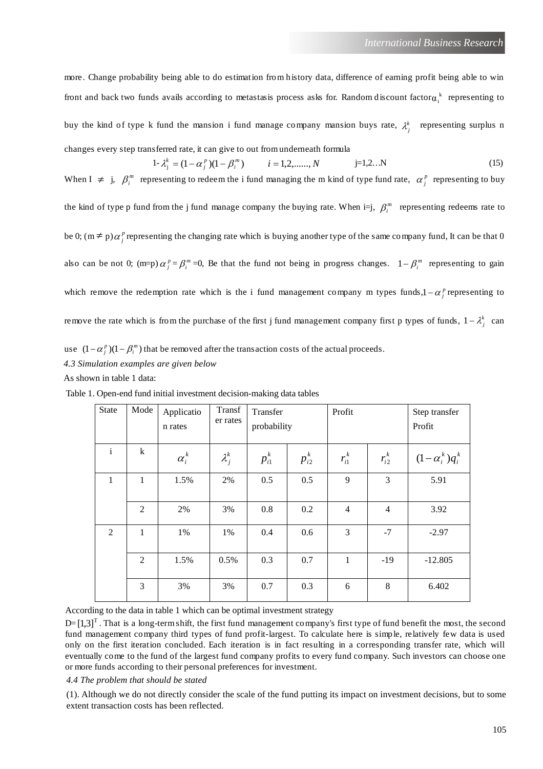more. Change probability being able to do estimation from history data, difference of earning profit being able to win front and back two funds avails according to metastasis process asks for. Random discount factor $\alpha_i^k$ representing to buy the kind of type k fund the mansion i fund manage company mansion buys rate, $\lambda_j^k$ representing surplus n changes every step transferred rate, it can give to out from underneath formula

$$1-\lambda_j^k = (1-\alpha_j^p)(1-\beta_i^m) \qquad i = 1,2,......, N \qquad j=1,2\ldots N \tag{15}$$

When I $\neq$ j, $\beta_i^m$ representing to redeem the i fund managing the m kind of type fund rate, $\alpha_j^p$ representing to buy the kind of type p fund from the j fund manage company the buying rate. When i=j, $\beta_i^m$ representing redeems rate to be 0; (m $\neq$ p) $\alpha_j^p$ representing the changing rate which is buying another type of the same company fund, It can be that 0 also can be not 0; (m=p) $\alpha_j^p = \beta_i^m$ =0, Be that the fund not being in progress changes. $1-\beta_i^m$ representing to gain which remove the redemption rate which is the i fund management company m types funds, $1-\alpha_j^p$ representing to remove the rate which is from the purchase of the first j fund management company first p types of funds, $1-\lambda_j^k$ can use $(1-\alpha_j^p)(1-\beta_i^m)$ that be removed after the transaction costs of the actual proceeds.

*4.3 Simulation examples are given below*

As shown in table 1 data:

Table 1. Open-end fund initial investment decision-making data tables

| State | Mode | Application rates | Transfer rates | Transfer probability | | Profit | | Step transfer Profit |
|---|---|---|---|---|---|---|---|---|
| i | k | $\alpha_i^k$ | $\lambda_j^k$ | $p_{i1}^k$ | $p_{i2}^k$ | $r_{i1}^k$ | $r_{i2}^k$ | $(1-\alpha_i^k)q_i^k$ |
| 1 | 1 | 1.5% | 2% | 0.5 | 0.5 | 9 | 3 | 5.91 |
| | 2 | 2% | 3% | 0.8 | 0.2 | 4 | 4 | 3.92 |
| 2 | 1 | 1% | 1% | 0.4 | 0.6 | 3 | -7 | -2.97 |
| | 2 | 1.5% | 0.5% | 0.3 | 0.7 | 1 | -19 | -12.805 |
| | 3 | 3% | 3% | 0.7 | 0.3 | 6 | 8 | 6.402 |

According to the data in table 1 which can be optimal investment strategy

D= $[1,3]^T$. That is a long-term shift, the first fund management company's first type of fund benefit the most, the second fund management company third types of fund profit-largest. To calculate here is simple, relatively few data is used only on the first iteration concluded. Each iteration is in fact resulting in a corresponding transfer rate, which will eventually come to the fund of the largest fund company profits to every fund company. Such investors can choose one or more funds according to their personal preferences for investment.

*4.4 The problem that should be stated*

(1). Although we do not directly consider the scale of the fund putting its impact on investment decisions, but to some extent transaction costs has been reflected.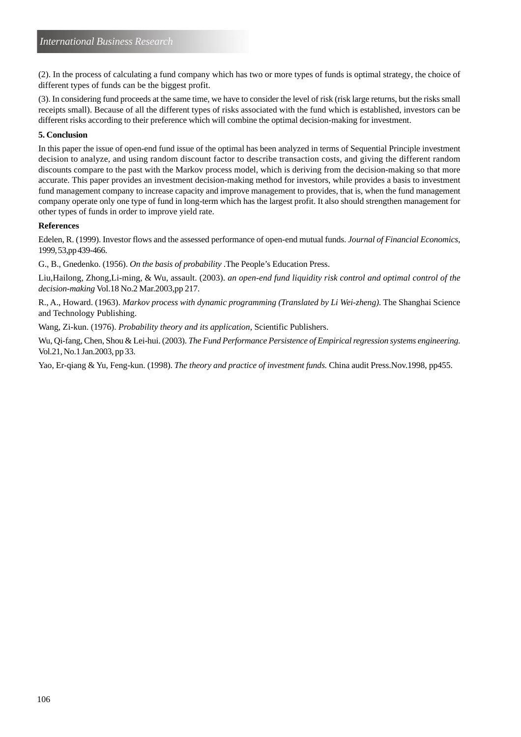(2). In the process of calculating a fund company which has two or more types of funds is optimal strategy, the choice of different types of funds can be the biggest profit.

(3). In considering fund proceeds at the same time, we have to consider the level of risk (risk large returns, but the risks small receipts small). Because of all the different types of risks associated with the fund which is established, investors can be different risks according to their preference which will combine the optimal decision-making for investment.

**5. Conclusion**

In this paper the issue of open-end fund issue of the optimal has been analyzed in terms of Sequential Principle investment decision to analyze, and using random discount factor to describe transaction costs, and giving the different random discounts compare to the past with the Markov process model, which is deriving from the decision-making so that more accurate. This paper provides an investment decision-making method for investors, while provides a basis to investment fund management company to increase capacity and improve management to provides, that is, when the fund management company operate only one type of fund in long-term which has the largest profit. It also should strengthen management for other types of funds in order to improve yield rate.

**References**

Edelen, R. (1999). Investor flows and the assessed performance of open-end mutual funds. *Journal of Financial Economics*, 1999, 53,pp 439-466.

G., B., Gnedenko. (1956). *On the basis of probability* .The People's Education Press.

Liu,Hailong, Zhong,Li-ming, & Wu, assault. (2003). *an open-end fund liquidity risk control and optimal control of the decision-making* Vol.18 No.2 Mar.2003,pp 217.

R., A., Howard. (1963). *Markov process with dynamic programming (Translated by Li Wei-zheng).* The Shanghai Science and Technology Publishing.

Wang, Zi-kun. (1976). *Probability theory and its application*, Scientific Publishers.

Wu, Qi-fang, Chen, Shou & Lei-hui. (2003). *The Fund Performance Persistence of Empirical regression systems engineering.* Vol.21, No.1 Jan.2003, pp 33.

Yao, Er-qiang & Yu, Feng-kun. (1998). *The theory and practice of investment funds.* China audit Press.Nov.1998, pp455.